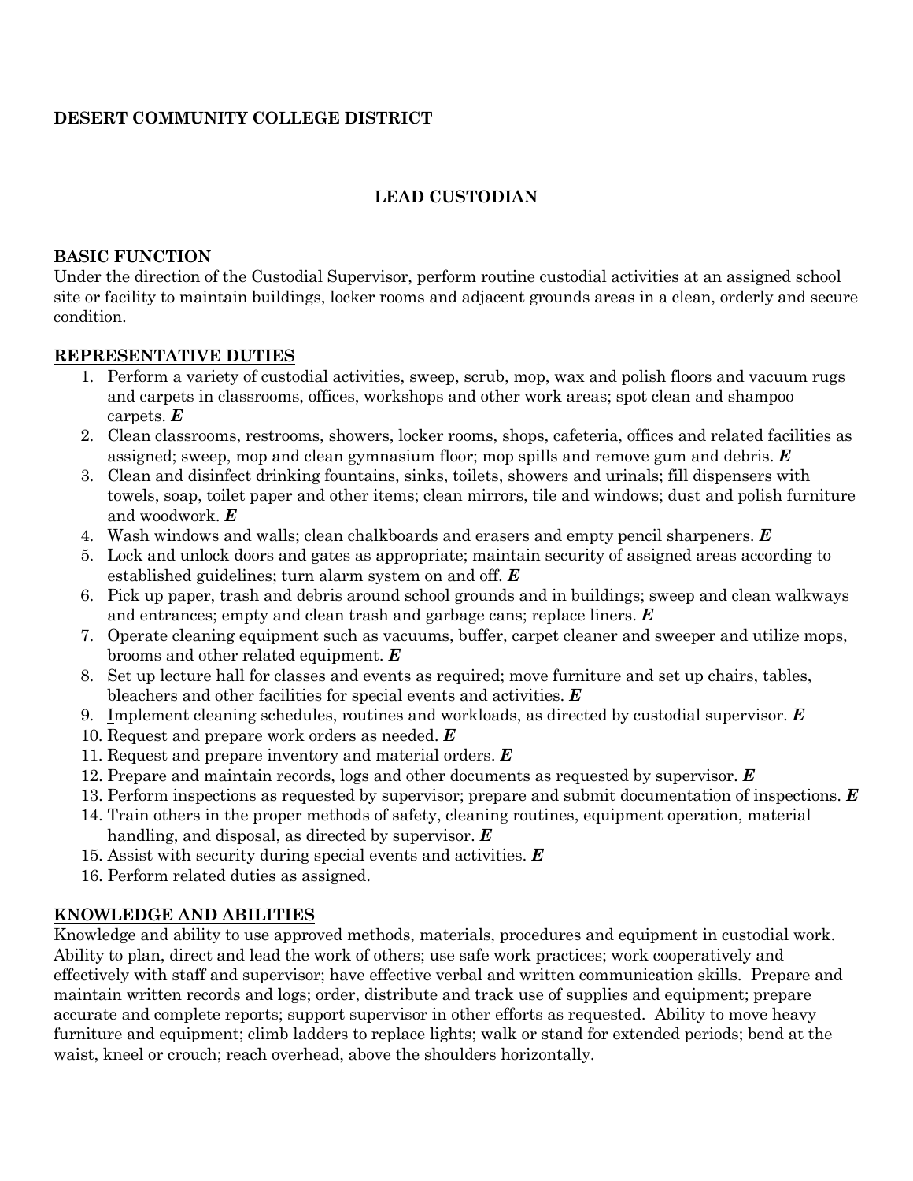**DESERT COMMUNITY COLLEGE DISTRICT**

## LEAD CUSTODIAN

### BASIC FUNCTION

Under the direction of the Custodial Supervisor, perform routine custodial activities at an assigned school site or facility to maintain buildings, locker rooms and adjacent grounds areas in a clean, orderly and secure condition.

### REPRESENTATIVE DUTIES

1. Perform a variety of custodial activities, sweep, scrub, mop, wax and polish floors and vacuum rugs and carpets in classrooms, offices, workshops and other work areas; spot clean and shampoo carpets. ***E***
2. Clean classrooms, restrooms, showers, locker rooms, shops, cafeteria, offices and related facilities as assigned; sweep, mop and clean gymnasium floor; mop spills and remove gum and debris. ***E***
3. Clean and disinfect drinking fountains, sinks, toilets, showers and urinals; fill dispensers with towels, soap, toilet paper and other items; clean mirrors, tile and windows; dust and polish furniture and woodwork. ***E***
4. Wash windows and walls; clean chalkboards and erasers and empty pencil sharpeners. ***E***
5. Lock and unlock doors and gates as appropriate; maintain security of assigned areas according to established guidelines; turn alarm system on and off. ***E***
6. Pick up paper, trash and debris around school grounds and in buildings; sweep and clean walkways and entrances; empty and clean trash and garbage cans; replace liners. ***E***
7. Operate cleaning equipment such as vacuums, buffer, carpet cleaner and sweeper and utilize mops, brooms and other related equipment. ***E***
8. Set up lecture hall for classes and events as required; move furniture and set up chairs, tables, bleachers and other facilities for special events and activities. ***E***
9. Implement cleaning schedules, routines and workloads, as directed by custodial supervisor. ***E***
10. Request and prepare work orders as needed. ***E***
11. Request and prepare inventory and material orders. ***E***
12. Prepare and maintain records, logs and other documents as requested by supervisor. ***E***
13. Perform inspections as requested by supervisor; prepare and submit documentation of inspections. ***E***
14. Train others in the proper methods of safety, cleaning routines, equipment operation, material handling, and disposal, as directed by supervisor. ***E***
15. Assist with security during special events and activities. ***E***
16. Perform related duties as assigned.

### KNOWLEDGE AND ABILITIES

Knowledge and ability to use approved methods, materials, procedures and equipment in custodial work. Ability to plan, direct and lead the work of others; use safe work practices; work cooperatively and effectively with staff and supervisor; have effective verbal and written communication skills. Prepare and maintain written records and logs; order, distribute and track use of supplies and equipment; prepare accurate and complete reports; support supervisor in other efforts as requested. Ability to move heavy furniture and equipment; climb ladders to replace lights; walk or stand for extended periods; bend at the waist, kneel or crouch; reach overhead, above the shoulders horizontally.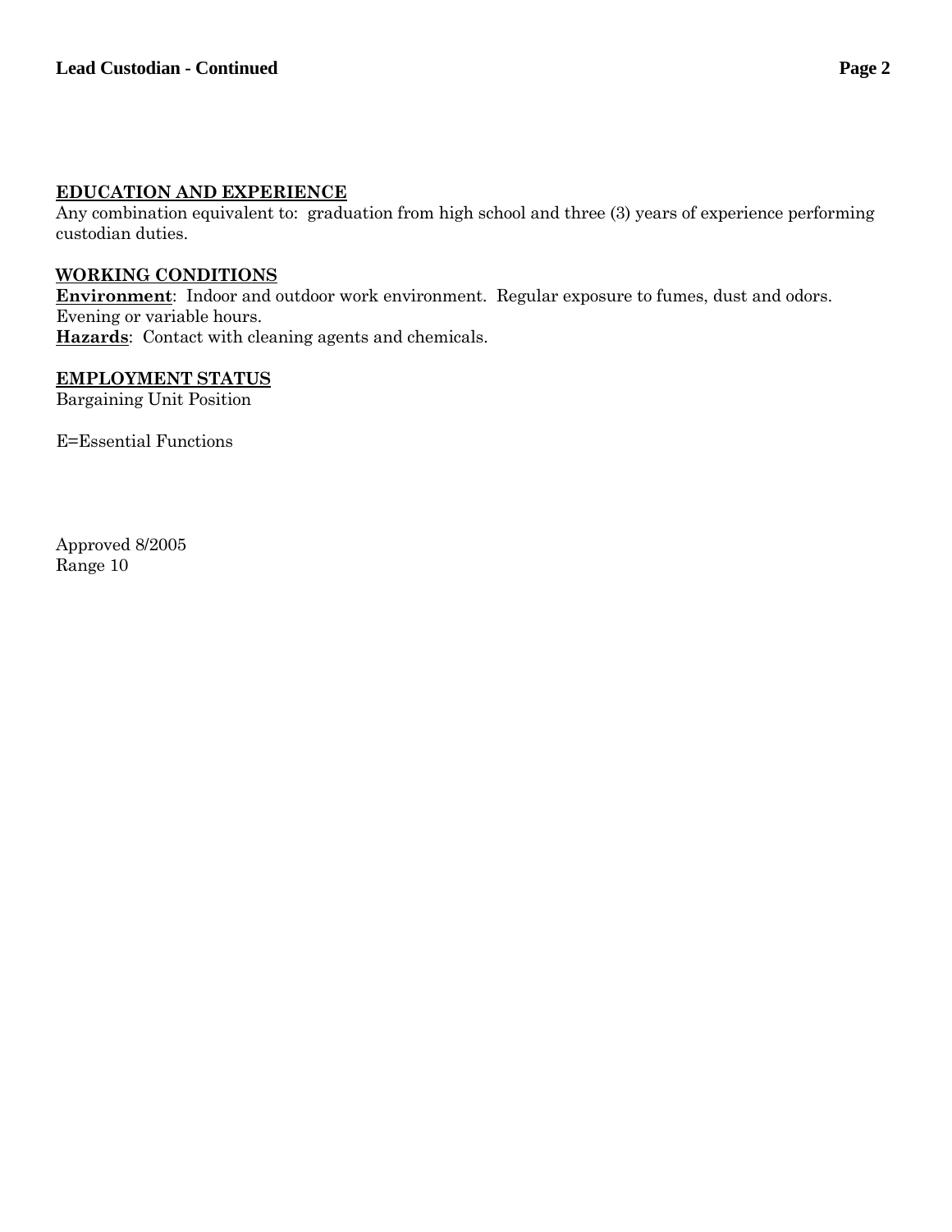## EDUCATION AND EXPERIENCE

Any combination equivalent to: graduation from high school and three (3) years of experience performing custodian duties.

## WORKING CONDITIONS

**Environment**: Indoor and outdoor work environment. Regular exposure to fumes, dust and odors. Evening or variable hours.

**Hazards**: Contact with cleaning agents and chemicals.

## EMPLOYMENT STATUS

Bargaining Unit Position

E=Essential Functions

Approved 8/2005
Range 10